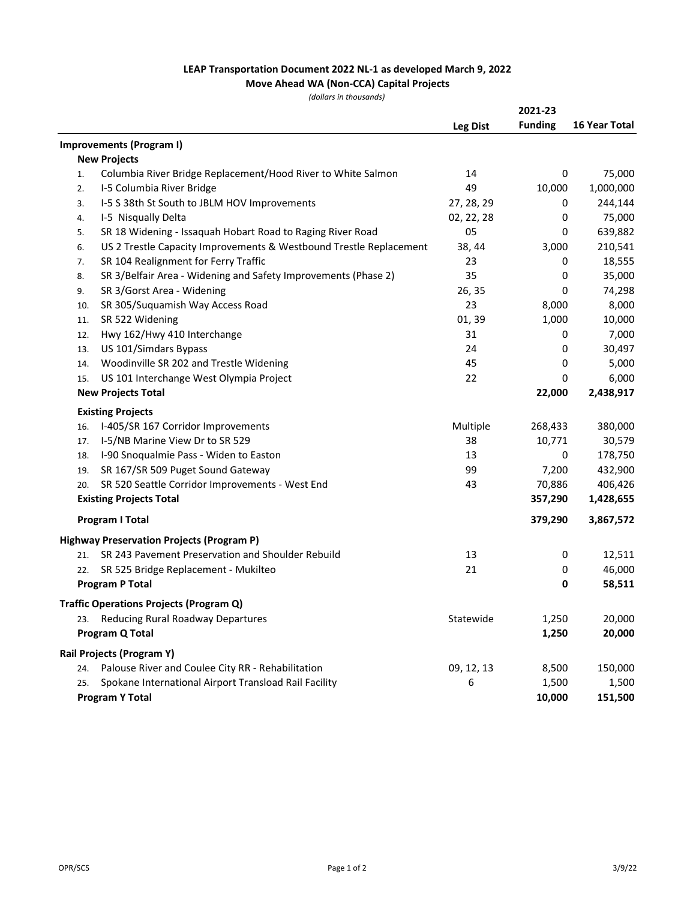**LEAP Transportation Document 2022 NL-1 as developed March 9, 2022**

**Move Ahead WA (Non-CCA) Capital Projects**

*(dollars in thousands)*

| | | Leg Dist | 2021-23 Funding | 16 Year Total |
|---|---|---|---|---|
| **Improvements (Program I)** | | | | |
| **New Projects** | | | | |
| 1. | Columbia River Bridge Replacement/Hood River to White Salmon | 14 | 0 | 75,000 |
| 2. | I-5 Columbia River Bridge | 49 | 10,000 | 1,000,000 |
| 3. | I-5 S 38th St South to JBLM HOV Improvements | 27, 28, 29 | 0 | 244,144 |
| 4. | I-5 Nisqually Delta | 02, 22, 28 | 0 | 75,000 |
| 5. | SR 18 Widening - Issaquah Hobart Road to Raging River Road | 05 | 0 | 639,882 |
| 6. | US 2 Trestle Capacity Improvements & Westbound Trestle Replacement | 38, 44 | 3,000 | 210,541 |
| 7. | SR 104 Realignment for Ferry Traffic | 23 | 0 | 18,555 |
| 8. | SR 3/Belfair Area - Widening and Safety Improvements (Phase 2) | 35 | 0 | 35,000 |
| 9. | SR 3/Gorst Area - Widening | 26, 35 | 0 | 74,298 |
| 10. | SR 305/Suquamish Way Access Road | 23 | 8,000 | 8,000 |
| 11. | SR 522 Widening | 01, 39 | 1,000 | 10,000 |
| 12. | Hwy 162/Hwy 410 Interchange | 31 | 0 | 7,000 |
| 13. | US 101/Simdars Bypass | 24 | 0 | 30,497 |
| 14. | Woodinville SR 202 and Trestle Widening | 45 | 0 | 5,000 |
| 15. | US 101 Interchange West Olympia Project | 22 | 0 | 6,000 |
| **New Projects Total** | | | **22,000** | **2,438,917** |
| **Existing Projects** | | | | |
| 16. | I-405/SR 167 Corridor Improvements | Multiple | 268,433 | 380,000 |
| 17. | I-5/NB Marine View Dr to SR 529 | 38 | 10,771 | 30,579 |
| 18. | I-90 Snoqualmie Pass - Widen to Easton | 13 | 0 | 178,750 |
| 19. | SR 167/SR 509 Puget Sound Gateway | 99 | 7,200 | 432,900 |
| 20. | SR 520 Seattle Corridor Improvements - West End | 43 | 70,886 | 406,426 |
| **Existing Projects Total** | | | **357,290** | **1,428,655** |
| **Program I Total** | | | **379,290** | **3,867,572** |
| **Highway Preservation Projects (Program P)** | | | | |
| 21. | SR 243 Pavement Preservation and Shoulder Rebuild | 13 | 0 | 12,511 |
| 22. | SR 525 Bridge Replacement - Mukilteo | 21 | 0 | 46,000 |
| **Program P Total** | | | **0** | **58,511** |
| **Traffic Operations Projects (Program Q)** | | | | |
| 23. | Reducing Rural Roadway Departures | Statewide | 1,250 | 20,000 |
| **Program Q Total** | | | **1,250** | **20,000** |
| **Rail Projects (Program Y)** | | | | |
| 24. | Palouse River and Coulee City RR - Rehabilitation | 09, 12, 13 | 8,500 | 150,000 |
| 25. | Spokane International Airport Transload Rail Facility | 6 | 1,500 | 1,500 |
| **Program Y Total** | | | **10,000** | **151,500** |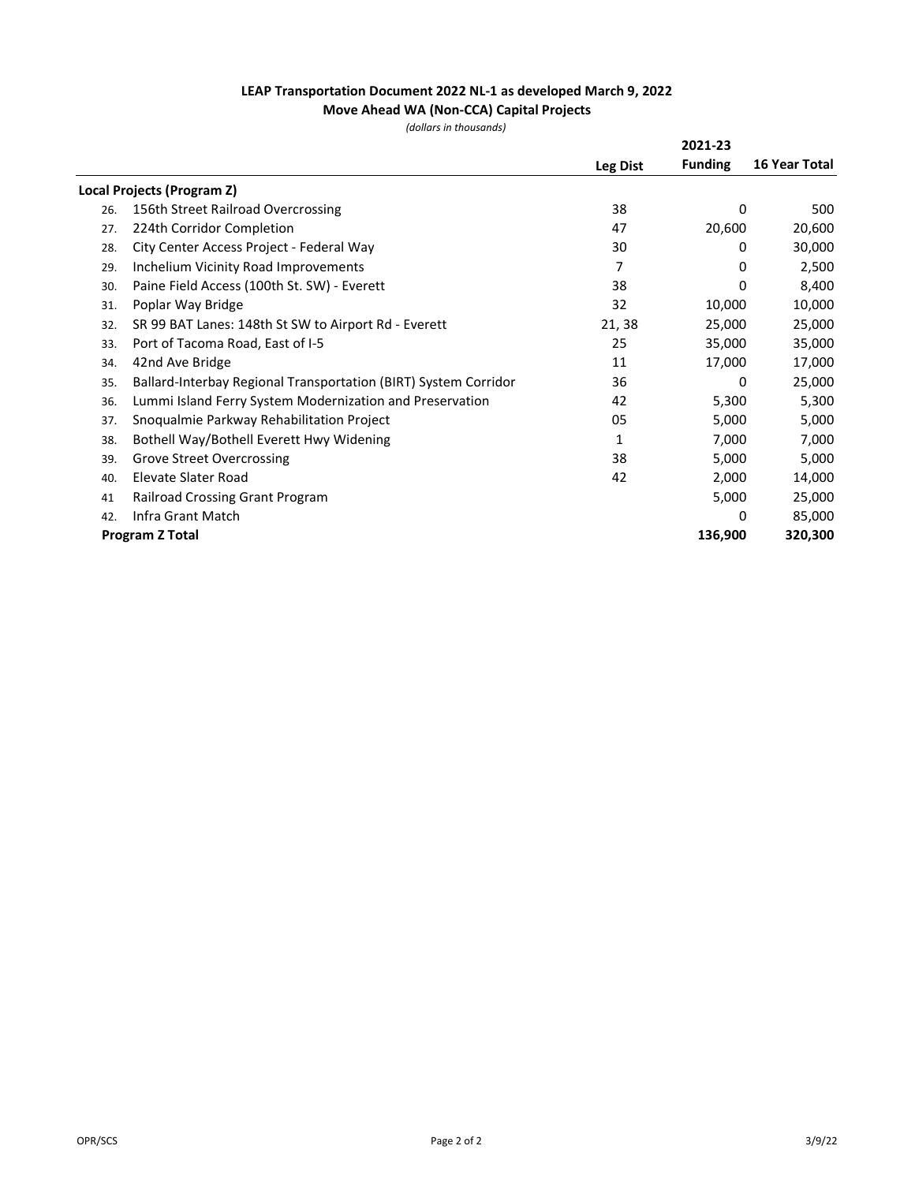**LEAP Transportation Document 2022 NL-1 as developed March 9, 2022**

**Move Ahead WA (Non-CCA) Capital Projects**

*(dollars in thousands)*

| | | Leg Dist | 2021-23 Funding | 16 Year Total |
|---|---|---|---|---|
| **Local Projects (Program Z)** | | | | |
| 26. | 156th Street Railroad Overcrossing | 38 | 0 | 500 |
| 27. | 224th Corridor Completion | 47 | 20,600 | 20,600 |
| 28. | City Center Access Project - Federal Way | 30 | 0 | 30,000 |
| 29. | Inchelium Vicinity Road Improvements | 7 | 0 | 2,500 |
| 30. | Paine Field Access (100th St. SW) - Everett | 38 | 0 | 8,400 |
| 31. | Poplar Way Bridge | 32 | 10,000 | 10,000 |
| 32. | SR 99 BAT Lanes: 148th St SW to Airport Rd - Everett | 21, 38 | 25,000 | 25,000 |
| 33. | Port of Tacoma Road, East of I-5 | 25 | 35,000 | 35,000 |
| 34. | 42nd Ave Bridge | 11 | 17,000 | 17,000 |
| 35. | Ballard-Interbay Regional Transportation (BIRT) System Corridor | 36 | 0 | 25,000 |
| 36. | Lummi Island Ferry System Modernization and Preservation | 42 | 5,300 | 5,300 |
| 37. | Snoqualmie Parkway Rehabilitation Project | 05 | 5,000 | 5,000 |
| 38. | Bothell Way/Bothell Everett Hwy Widening | 1 | 7,000 | 7,000 |
| 39. | Grove Street Overcrossing | 38 | 5,000 | 5,000 |
| 40. | Elevate Slater Road | 42 | 2,000 | 14,000 |
| 41 | Railroad Crossing Grant Program | | 5,000 | 25,000 |
| 42. | Infra Grant Match | | 0 | 85,000 |
| **Program Z Total** | | | **136,900** | **320,300** |